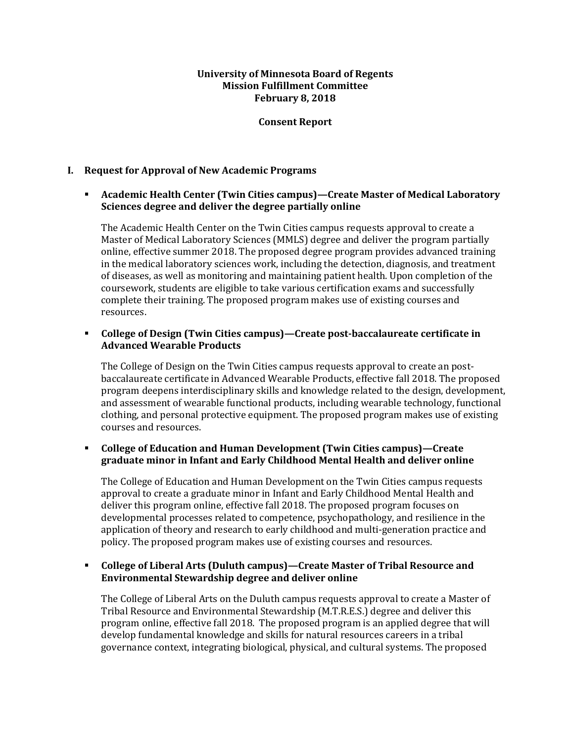**University of Minnesota Board of Regents**
**Mission Fulfillment Committee**
**February 8, 2018**

**Consent Report**

## I. Request for Approval of New Academic Programs

- **Academic Health Center (Twin Cities campus)—Create Master of Medical Laboratory Sciences degree and deliver the degree partially online**

  The Academic Health Center on the Twin Cities campus requests approval to create a Master of Medical Laboratory Sciences (MMLS) degree and deliver the program partially online, effective summer 2018. The proposed degree program provides advanced training in the medical laboratory sciences work, including the detection, diagnosis, and treatment of diseases, as well as monitoring and maintaining patient health. Upon completion of the coursework, students are eligible to take various certification exams and successfully complete their training. The proposed program makes use of existing courses and resources.

- **College of Design (Twin Cities campus)—Create post-baccalaureate certificate in Advanced Wearable Products**

  The College of Design on the Twin Cities campus requests approval to create an post-baccalaureate certificate in Advanced Wearable Products, effective fall 2018. The proposed program deepens interdisciplinary skills and knowledge related to the design, development, and assessment of wearable functional products, including wearable technology, functional clothing, and personal protective equipment. The proposed program makes use of existing courses and resources.

- **College of Education and Human Development (Twin Cities campus)—Create graduate minor in Infant and Early Childhood Mental Health and deliver online**

  The College of Education and Human Development on the Twin Cities campus requests approval to create a graduate minor in Infant and Early Childhood Mental Health and deliver this program online, effective fall 2018. The proposed program focuses on developmental processes related to competence, psychopathology, and resilience in the application of theory and research to early childhood and multi-generation practice and policy. The proposed program makes use of existing courses and resources.

- **College of Liberal Arts (Duluth campus)—Create Master of Tribal Resource and Environmental Stewardship degree and deliver online**

  The College of Liberal Arts on the Duluth campus requests approval to create a Master of Tribal Resource and Environmental Stewardship (M.T.R.E.S.) degree and deliver this program online, effective fall 2018. The proposed program is an applied degree that will develop fundamental knowledge and skills for natural resources careers in a tribal governance context, integrating biological, physical, and cultural systems. The proposed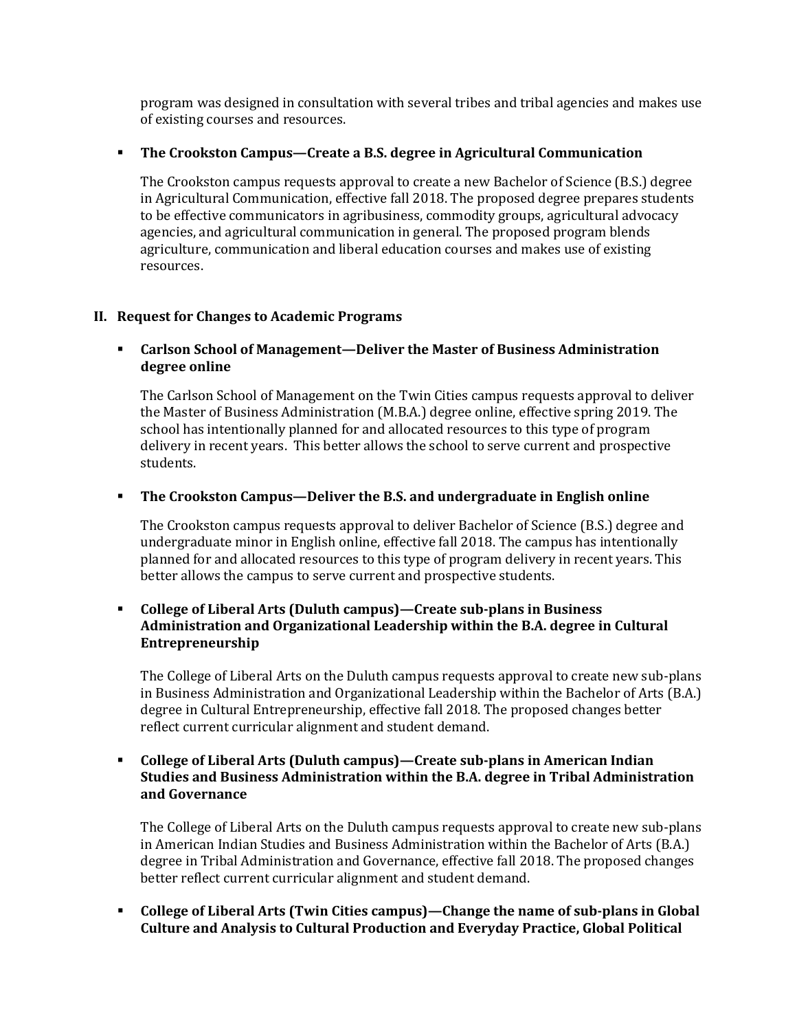program was designed in consultation with several tribes and tribal agencies and makes use of existing courses and resources.

- **The Crookston Campus—Create a B.S. degree in Agricultural Communication**

  The Crookston campus requests approval to create a new Bachelor of Science (B.S.) degree in Agricultural Communication, effective fall 2018. The proposed degree prepares students to be effective communicators in agribusiness, commodity groups, agricultural advocacy agencies, and agricultural communication in general. The proposed program blends agriculture, communication and liberal education courses and makes use of existing resources.

## II. Request for Changes to Academic Programs

- **Carlson School of Management—Deliver the Master of Business Administration degree online**

  The Carlson School of Management on the Twin Cities campus requests approval to deliver the Master of Business Administration (M.B.A.) degree online, effective spring 2019. The school has intentionally planned for and allocated resources to this type of program delivery in recent years. This better allows the school to serve current and prospective students.

- **The Crookston Campus—Deliver the B.S. and undergraduate in English online**

  The Crookston campus requests approval to deliver Bachelor of Science (B.S.) degree and undergraduate minor in English online, effective fall 2018. The campus has intentionally planned for and allocated resources to this type of program delivery in recent years. This better allows the campus to serve current and prospective students.

- **College of Liberal Arts (Duluth campus)—Create sub-plans in Business Administration and Organizational Leadership within the B.A. degree in Cultural Entrepreneurship**

  The College of Liberal Arts on the Duluth campus requests approval to create new sub-plans in Business Administration and Organizational Leadership within the Bachelor of Arts (B.A.) degree in Cultural Entrepreneurship, effective fall 2018. The proposed changes better reflect current curricular alignment and student demand.

- **College of Liberal Arts (Duluth campus)—Create sub-plans in American Indian Studies and Business Administration within the B.A. degree in Tribal Administration and Governance**

  The College of Liberal Arts on the Duluth campus requests approval to create new sub-plans in American Indian Studies and Business Administration within the Bachelor of Arts (B.A.) degree in Tribal Administration and Governance, effective fall 2018. The proposed changes better reflect current curricular alignment and student demand.

- **College of Liberal Arts (Twin Cities campus)—Change the name of sub-plans in Global Culture and Analysis to Cultural Production and Everyday Practice, Global Political**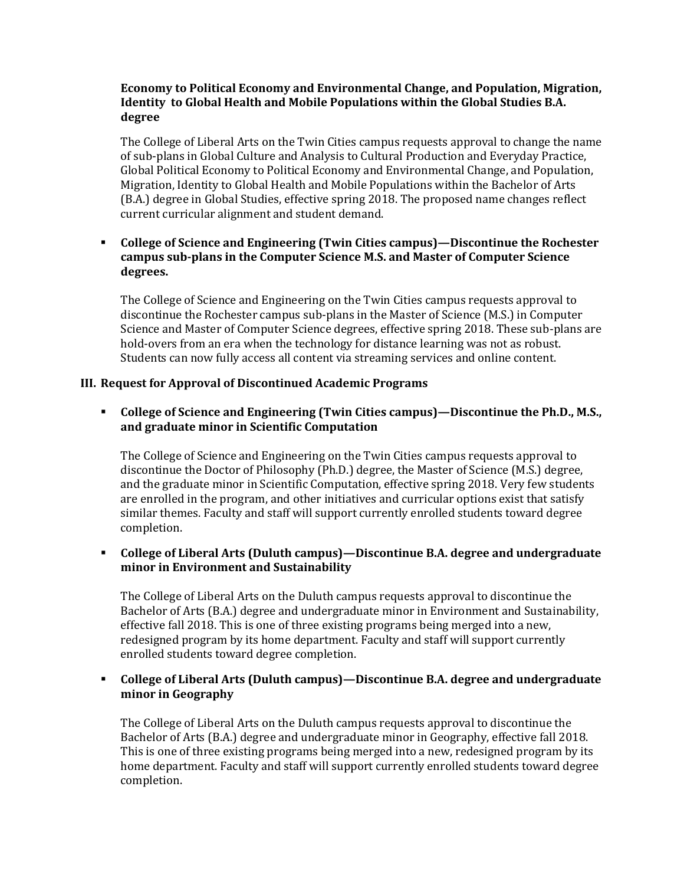**Economy to Political Economy and Environmental Change, and Population, Migration, Identity to Global Health and Mobile Populations within the Global Studies B.A. degree**

The College of Liberal Arts on the Twin Cities campus requests approval to change the name of sub-plans in Global Culture and Analysis to Cultural Production and Everyday Practice, Global Political Economy to Political Economy and Environmental Change, and Population, Migration, Identity to Global Health and Mobile Populations within the Bachelor of Arts (B.A.) degree in Global Studies, effective spring 2018. The proposed name changes reflect current curricular alignment and student demand.

- **College of Science and Engineering (Twin Cities campus)—Discontinue the Rochester campus sub-plans in the Computer Science M.S. and Master of Computer Science degrees.**

  The College of Science and Engineering on the Twin Cities campus requests approval to discontinue the Rochester campus sub-plans in the Master of Science (M.S.) in Computer Science and Master of Computer Science degrees, effective spring 2018. These sub-plans are hold-overs from an era when the technology for distance learning was not as robust. Students can now fully access all content via streaming services and online content.

## III. Request for Approval of Discontinued Academic Programs

- **College of Science and Engineering (Twin Cities campus)—Discontinue the Ph.D., M.S., and graduate minor in Scientific Computation**

  The College of Science and Engineering on the Twin Cities campus requests approval to discontinue the Doctor of Philosophy (Ph.D.) degree, the Master of Science (M.S.) degree, and the graduate minor in Scientific Computation, effective spring 2018. Very few students are enrolled in the program, and other initiatives and curricular options exist that satisfy similar themes. Faculty and staff will support currently enrolled students toward degree completion.

- **College of Liberal Arts (Duluth campus)—Discontinue B.A. degree and undergraduate minor in Environment and Sustainability**

  The College of Liberal Arts on the Duluth campus requests approval to discontinue the Bachelor of Arts (B.A.) degree and undergraduate minor in Environment and Sustainability, effective fall 2018. This is one of three existing programs being merged into a new, redesigned program by its home department. Faculty and staff will support currently enrolled students toward degree completion.

- **College of Liberal Arts (Duluth campus)—Discontinue B.A. degree and undergraduate minor in Geography**

  The College of Liberal Arts on the Duluth campus requests approval to discontinue the Bachelor of Arts (B.A.) degree and undergraduate minor in Geography, effective fall 2018. This is one of three existing programs being merged into a new, redesigned program by its home department. Faculty and staff will support currently enrolled students toward degree completion.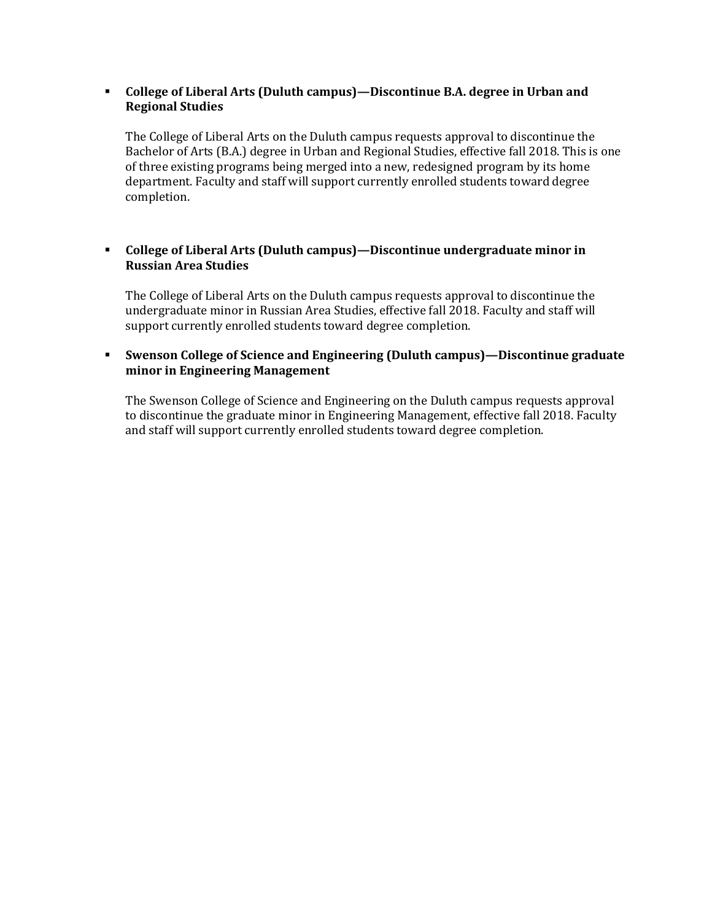- **College of Liberal Arts (Duluth campus)—Discontinue B.A. degree in Urban and Regional Studies**

  The College of Liberal Arts on the Duluth campus requests approval to discontinue the Bachelor of Arts (B.A.) degree in Urban and Regional Studies, effective fall 2018. This is one of three existing programs being merged into a new, redesigned program by its home department. Faculty and staff will support currently enrolled students toward degree completion.

- **College of Liberal Arts (Duluth campus)—Discontinue undergraduate minor in Russian Area Studies**

  The College of Liberal Arts on the Duluth campus requests approval to discontinue the undergraduate minor in Russian Area Studies, effective fall 2018. Faculty and staff will support currently enrolled students toward degree completion.

- **Swenson College of Science and Engineering (Duluth campus)—Discontinue graduate minor in Engineering Management**

  The Swenson College of Science and Engineering on the Duluth campus requests approval to discontinue the graduate minor in Engineering Management, effective fall 2018. Faculty and staff will support currently enrolled students toward degree completion.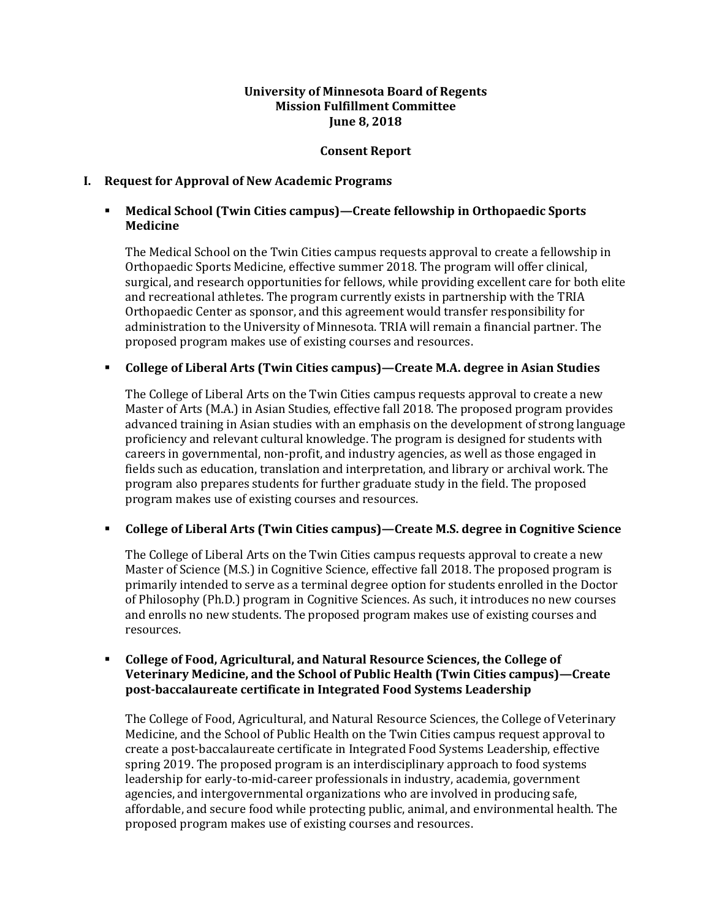**University of Minnesota Board of Regents**
**Mission Fulfillment Committee**
**June 8, 2018**

**Consent Report**

## I. Request for Approval of New Academic Programs

- **Medical School (Twin Cities campus)—Create fellowship in Orthopaedic Sports Medicine**

  The Medical School on the Twin Cities campus requests approval to create a fellowship in Orthopaedic Sports Medicine, effective summer 2018. The program will offer clinical, surgical, and research opportunities for fellows, while providing excellent care for both elite and recreational athletes. The program currently exists in partnership with the TRIA Orthopaedic Center as sponsor, and this agreement would transfer responsibility for administration to the University of Minnesota. TRIA will remain a financial partner. The proposed program makes use of existing courses and resources.

- **College of Liberal Arts (Twin Cities campus)—Create M.A. degree in Asian Studies**

  The College of Liberal Arts on the Twin Cities campus requests approval to create a new Master of Arts (M.A.) in Asian Studies, effective fall 2018. The proposed program provides advanced training in Asian studies with an emphasis on the development of strong language proficiency and relevant cultural knowledge. The program is designed for students with careers in governmental, non-profit, and industry agencies, as well as those engaged in fields such as education, translation and interpretation, and library or archival work. The program also prepares students for further graduate study in the field. The proposed program makes use of existing courses and resources.

- **College of Liberal Arts (Twin Cities campus)—Create M.S. degree in Cognitive Science**

  The College of Liberal Arts on the Twin Cities campus requests approval to create a new Master of Science (M.S.) in Cognitive Science, effective fall 2018. The proposed program is primarily intended to serve as a terminal degree option for students enrolled in the Doctor of Philosophy (Ph.D.) program in Cognitive Sciences. As such, it introduces no new courses and enrolls no new students. The proposed program makes use of existing courses and resources.

- **College of Food, Agricultural, and Natural Resource Sciences, the College of Veterinary Medicine, and the School of Public Health (Twin Cities campus)—Create post-baccalaureate certificate in Integrated Food Systems Leadership**

  The College of Food, Agricultural, and Natural Resource Sciences, the College of Veterinary Medicine, and the School of Public Health on the Twin Cities campus request approval to create a post-baccalaureate certificate in Integrated Food Systems Leadership, effective spring 2019. The proposed program is an interdisciplinary approach to food systems leadership for early-to-mid-career professionals in industry, academia, government agencies, and intergovernmental organizations who are involved in producing safe, affordable, and secure food while protecting public, animal, and environmental health. The proposed program makes use of existing courses and resources.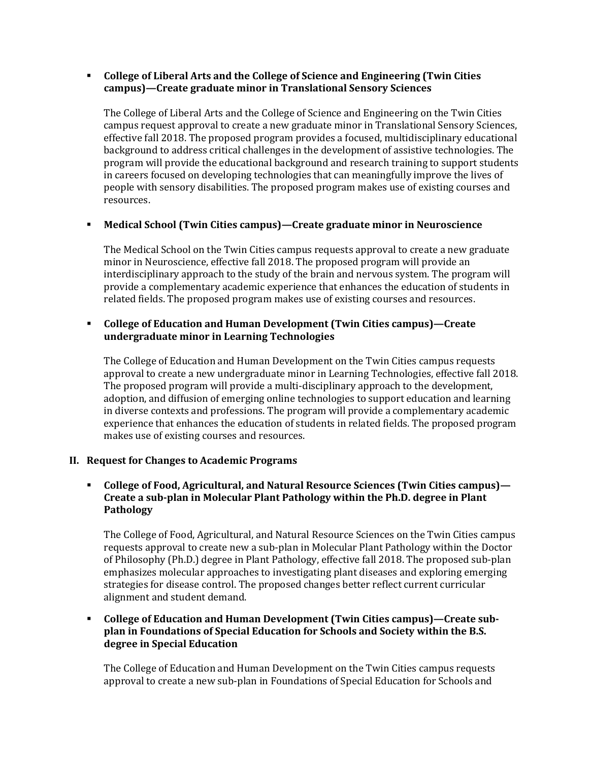- **College of Liberal Arts and the College of Science and Engineering (Twin Cities campus)—Create graduate minor in Translational Sensory Sciences**

  The College of Liberal Arts and the College of Science and Engineering on the Twin Cities campus request approval to create a new graduate minor in Translational Sensory Sciences, effective fall 2018. The proposed program provides a focused, multidisciplinary educational background to address critical challenges in the development of assistive technologies. The program will provide the educational background and research training to support students in careers focused on developing technologies that can meaningfully improve the lives of people with sensory disabilities. The proposed program makes use of existing courses and resources.

- **Medical School (Twin Cities campus)—Create graduate minor in Neuroscience**

  The Medical School on the Twin Cities campus requests approval to create a new graduate minor in Neuroscience, effective fall 2018. The proposed program will provide an interdisciplinary approach to the study of the brain and nervous system. The program will provide a complementary academic experience that enhances the education of students in related fields. The proposed program makes use of existing courses and resources.

- **College of Education and Human Development (Twin Cities campus)—Create undergraduate minor in Learning Technologies**

  The College of Education and Human Development on the Twin Cities campus requests approval to create a new undergraduate minor in Learning Technologies, effective fall 2018. The proposed program will provide a multi-disciplinary approach to the development, adoption, and diffusion of emerging online technologies to support education and learning in diverse contexts and professions. The program will provide a complementary academic experience that enhances the education of students in related fields. The proposed program makes use of existing courses and resources.

## II. Request for Changes to Academic Programs

- **College of Food, Agricultural, and Natural Resource Sciences (Twin Cities campus)—Create a sub-plan in Molecular Plant Pathology within the Ph.D. degree in Plant Pathology**

  The College of Food, Agricultural, and Natural Resource Sciences on the Twin Cities campus requests approval to create new a sub-plan in Molecular Plant Pathology within the Doctor of Philosophy (Ph.D.) degree in Plant Pathology, effective fall 2018. The proposed sub-plan emphasizes molecular approaches to investigating plant diseases and exploring emerging strategies for disease control. The proposed changes better reflect current curricular alignment and student demand.

- **College of Education and Human Development (Twin Cities campus)—Create sub-plan in Foundations of Special Education for Schools and Society within the B.S. degree in Special Education**

  The College of Education and Human Development on the Twin Cities campus requests approval to create a new sub-plan in Foundations of Special Education for Schools and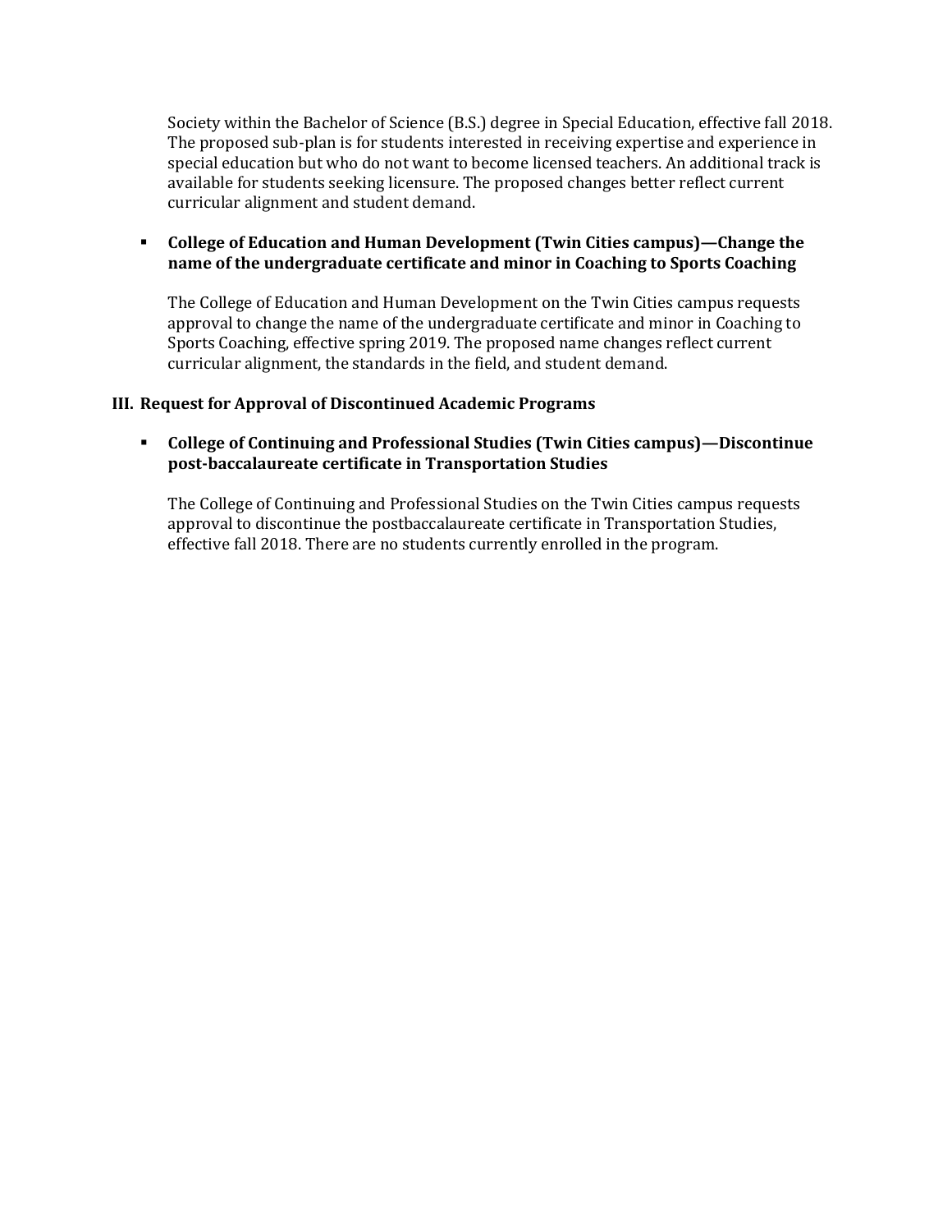Society within the Bachelor of Science (B.S.) degree in Special Education, effective fall 2018. The proposed sub-plan is for students interested in receiving expertise and experience in special education but who do not want to become licensed teachers. An additional track is available for students seeking licensure. The proposed changes better reflect current curricular alignment and student demand.

- **College of Education and Human Development (Twin Cities campus)—Change the name of the undergraduate certificate and minor in Coaching to Sports Coaching**

  The College of Education and Human Development on the Twin Cities campus requests approval to change the name of the undergraduate certificate and minor in Coaching to Sports Coaching, effective spring 2019. The proposed name changes reflect current curricular alignment, the standards in the field, and student demand.

### III. Request for Approval of Discontinued Academic Programs

- **College of Continuing and Professional Studies (Twin Cities campus)—Discontinue post-baccalaureate certificate in Transportation Studies**

  The College of Continuing and Professional Studies on the Twin Cities campus requests approval to discontinue the postbaccalaureate certificate in Transportation Studies, effective fall 2018. There are no students currently enrolled in the program.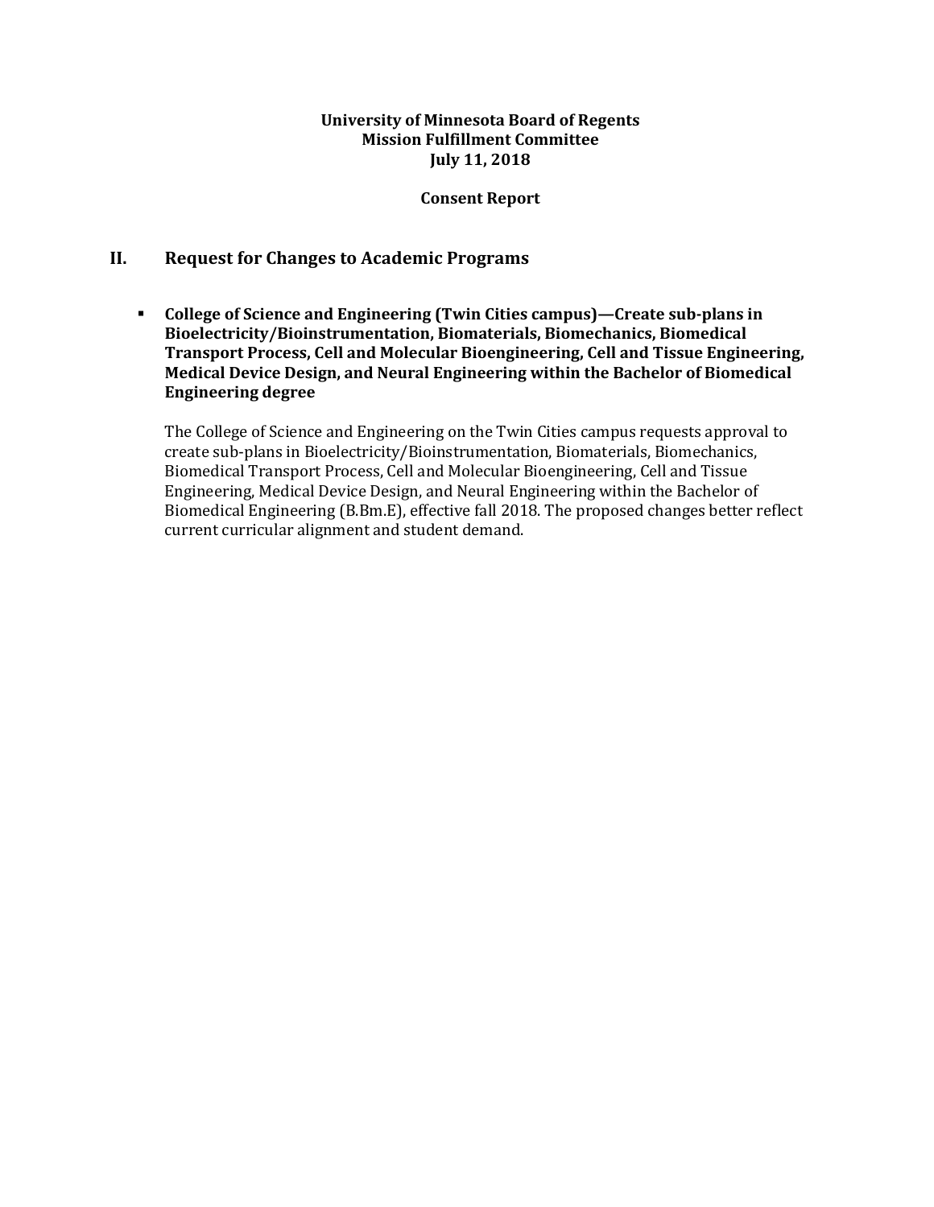**University of Minnesota Board of Regents**
**Mission Fulfillment Committee**
**July 11, 2018**

**Consent Report**

## II. Request for Changes to Academic Programs

- **College of Science and Engineering (Twin Cities campus)—Create sub-plans in Bioelectricity/Bioinstrumentation, Biomaterials, Biomechanics, Biomedical Transport Process, Cell and Molecular Bioengineering, Cell and Tissue Engineering, Medical Device Design, and Neural Engineering within the Bachelor of Biomedical Engineering degree**

  The College of Science and Engineering on the Twin Cities campus requests approval to create sub-plans in Bioelectricity/Bioinstrumentation, Biomaterials, Biomechanics, Biomedical Transport Process, Cell and Molecular Bioengineering, Cell and Tissue Engineering, Medical Device Design, and Neural Engineering within the Bachelor of Biomedical Engineering (B.Bm.E), effective fall 2018. The proposed changes better reflect current curricular alignment and student demand.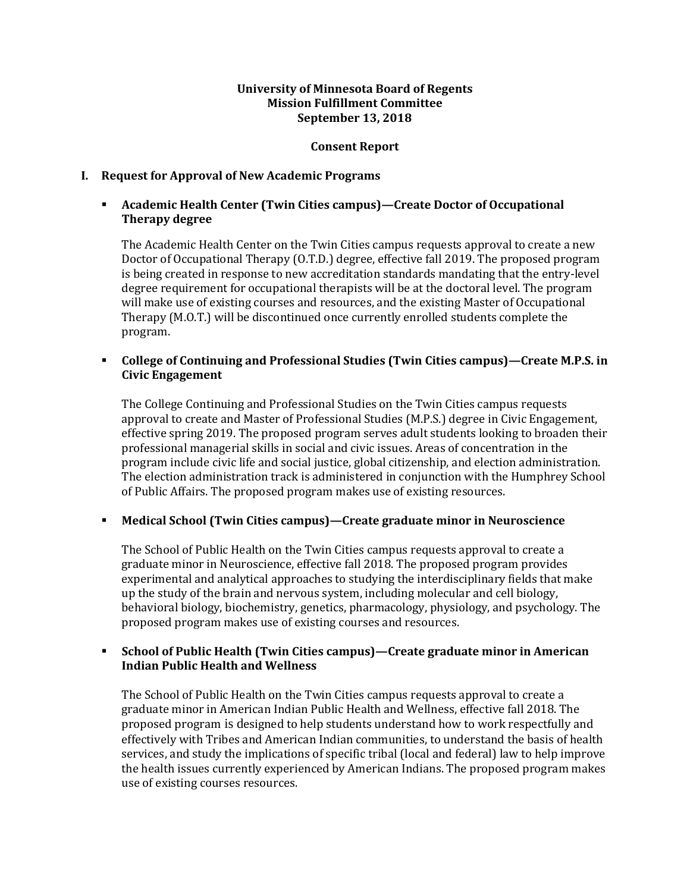**University of Minnesota Board of Regents**
**Mission Fulfillment Committee**
**September 13, 2018**

**Consent Report**

## I. Request for Approval of New Academic Programs

- **Academic Health Center (Twin Cities campus)—Create Doctor of Occupational Therapy degree**

  The Academic Health Center on the Twin Cities campus requests approval to create a new Doctor of Occupational Therapy (O.T.D.) degree, effective fall 2019. The proposed program is being created in response to new accreditation standards mandating that the entry-level degree requirement for occupational therapists will be at the doctoral level. The program will make use of existing courses and resources, and the existing Master of Occupational Therapy (M.O.T.) will be discontinued once currently enrolled students complete the program.

- **College of Continuing and Professional Studies (Twin Cities campus)—Create M.P.S. in Civic Engagement**

  The College Continuing and Professional Studies on the Twin Cities campus requests approval to create and Master of Professional Studies (M.P.S.) degree in Civic Engagement, effective spring 2019. The proposed program serves adult students looking to broaden their professional managerial skills in social and civic issues. Areas of concentration in the program include civic life and social justice, global citizenship, and election administration. The election administration track is administered in conjunction with the Humphrey School of Public Affairs. The proposed program makes use of existing resources.

- **Medical School (Twin Cities campus)—Create graduate minor in Neuroscience**

  The School of Public Health on the Twin Cities campus requests approval to create a graduate minor in Neuroscience, effective fall 2018. The proposed program provides experimental and analytical approaches to studying the interdisciplinary fields that make up the study of the brain and nervous system, including molecular and cell biology, behavioral biology, biochemistry, genetics, pharmacology, physiology, and psychology. The proposed program makes use of existing courses and resources.

- **School of Public Health (Twin Cities campus)—Create graduate minor in American Indian Public Health and Wellness**

  The School of Public Health on the Twin Cities campus requests approval to create a graduate minor in American Indian Public Health and Wellness, effective fall 2018. The proposed program is designed to help students understand how to work respectfully and effectively with Tribes and American Indian communities, to understand the basis of health services, and study the implications of specific tribal (local and federal) law to help improve the health issues currently experienced by American Indians. The proposed program makes use of existing courses resources.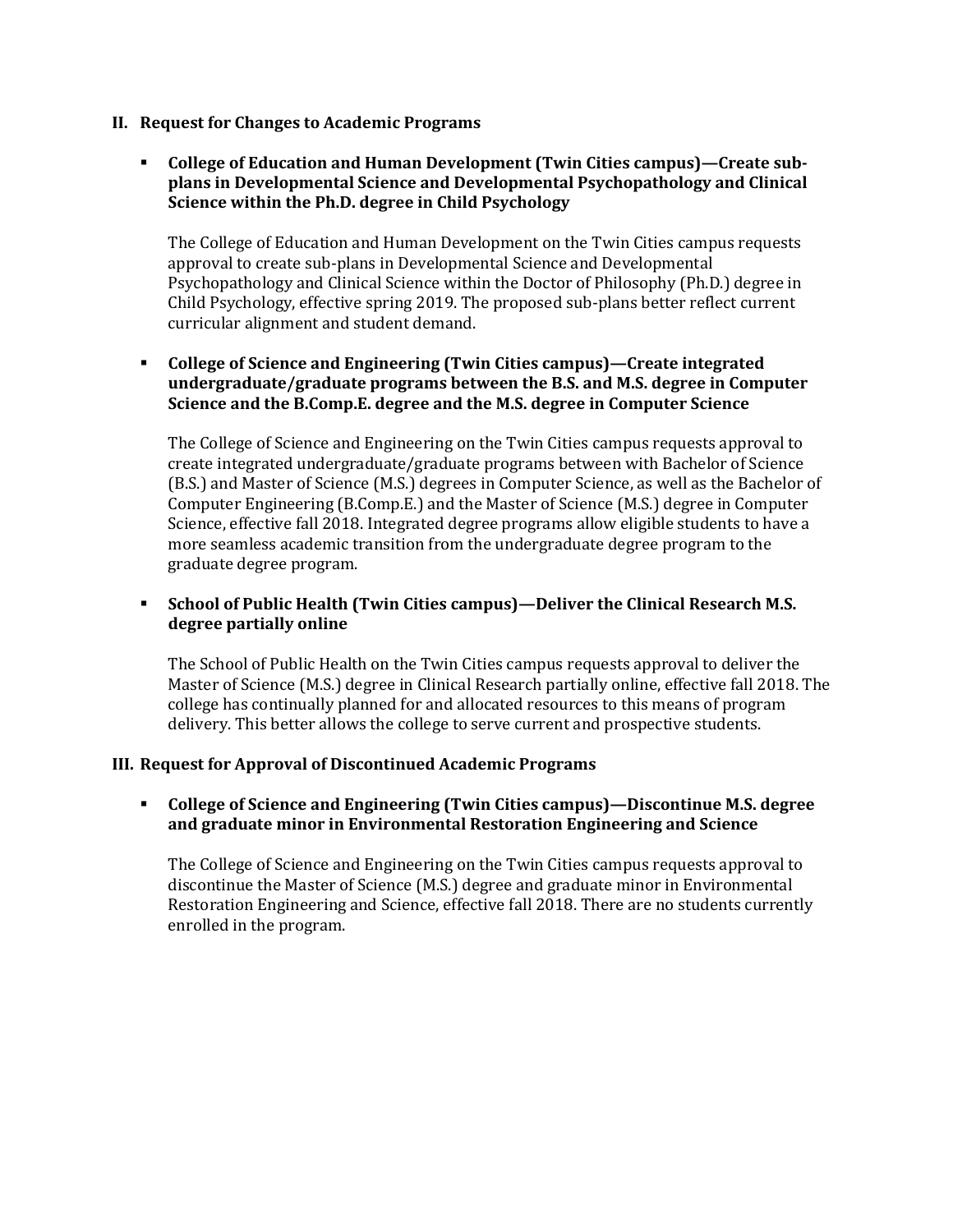## II. Request for Changes to Academic Programs

- **College of Education and Human Development (Twin Cities campus)—Create sub-plans in Developmental Science and Developmental Psychopathology and Clinical Science within the Ph.D. degree in Child Psychology**

  The College of Education and Human Development on the Twin Cities campus requests approval to create sub-plans in Developmental Science and Developmental Psychopathology and Clinical Science within the Doctor of Philosophy (Ph.D.) degree in Child Psychology, effective spring 2019. The proposed sub-plans better reflect current curricular alignment and student demand.

- **College of Science and Engineering (Twin Cities campus)—Create integrated undergraduate/graduate programs between the B.S. and M.S. degree in Computer Science and the B.Comp.E. degree and the M.S. degree in Computer Science**

  The College of Science and Engineering on the Twin Cities campus requests approval to create integrated undergraduate/graduate programs between with Bachelor of Science (B.S.) and Master of Science (M.S.) degrees in Computer Science, as well as the Bachelor of Computer Engineering (B.Comp.E.) and the Master of Science (M.S.) degree in Computer Science, effective fall 2018. Integrated degree programs allow eligible students to have a more seamless academic transition from the undergraduate degree program to the graduate degree program.

- **School of Public Health (Twin Cities campus)—Deliver the Clinical Research M.S. degree partially online**

  The School of Public Health on the Twin Cities campus requests approval to deliver the Master of Science (M.S.) degree in Clinical Research partially online, effective fall 2018. The college has continually planned for and allocated resources to this means of program delivery. This better allows the college to serve current and prospective students.

## III. Request for Approval of Discontinued Academic Programs

- **College of Science and Engineering (Twin Cities campus)—Discontinue M.S. degree and graduate minor in Environmental Restoration Engineering and Science**

  The College of Science and Engineering on the Twin Cities campus requests approval to discontinue the Master of Science (M.S.) degree and graduate minor in Environmental Restoration Engineering and Science, effective fall 2018. There are no students currently enrolled in the program.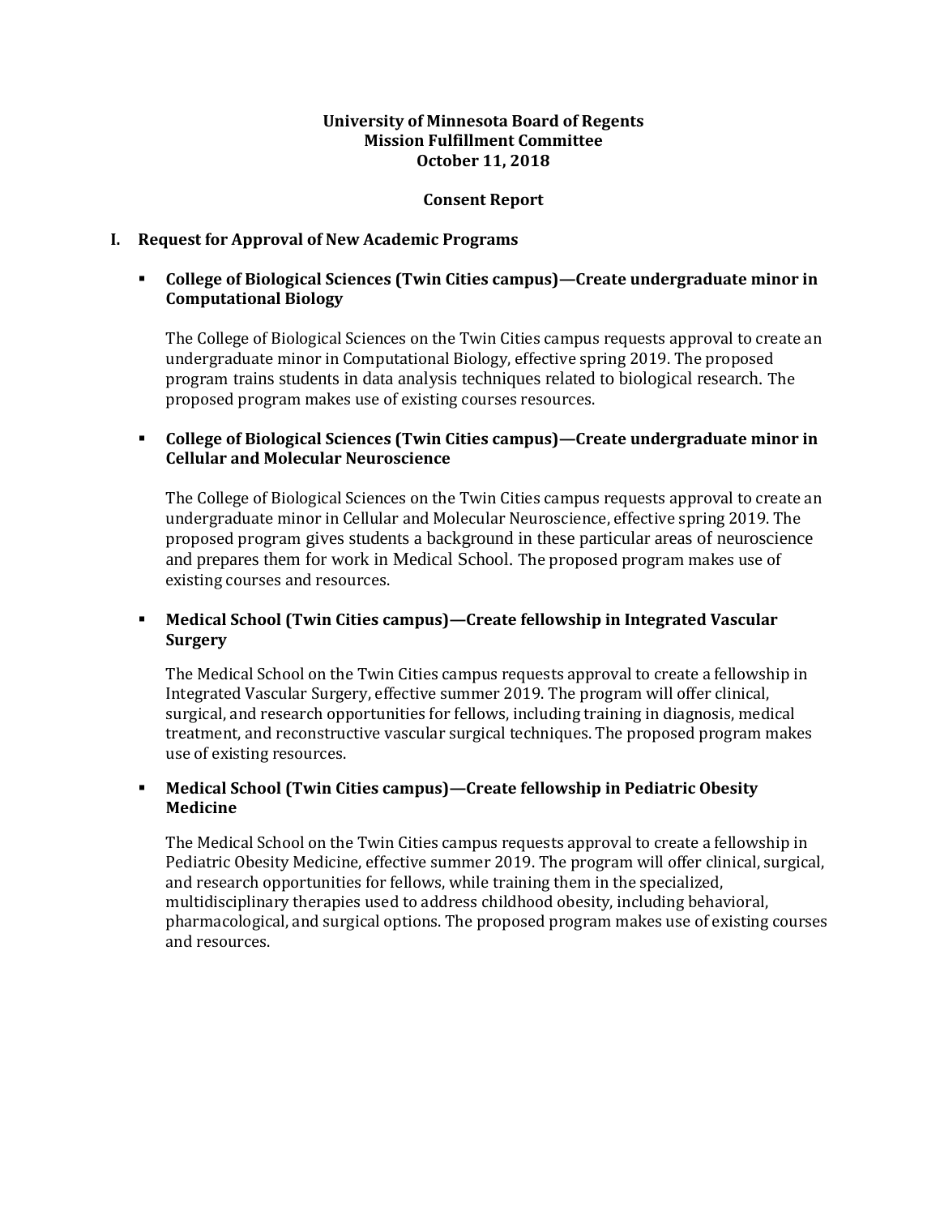**University of Minnesota Board of Regents**
**Mission Fulfillment Committee**
**October 11, 2018**

**Consent Report**

## I. Request for Approval of New Academic Programs

- **College of Biological Sciences (Twin Cities campus)—Create undergraduate minor in Computational Biology**

  The College of Biological Sciences on the Twin Cities campus requests approval to create an undergraduate minor in Computational Biology, effective spring 2019. The proposed program trains students in data analysis techniques related to biological research. The proposed program makes use of existing courses resources.

- **College of Biological Sciences (Twin Cities campus)—Create undergraduate minor in Cellular and Molecular Neuroscience**

  The College of Biological Sciences on the Twin Cities campus requests approval to create an undergraduate minor in Cellular and Molecular Neuroscience, effective spring 2019. The proposed program gives students a background in these particular areas of neuroscience and prepares them for work in Medical School. The proposed program makes use of existing courses and resources.

- **Medical School (Twin Cities campus)—Create fellowship in Integrated Vascular Surgery**

  The Medical School on the Twin Cities campus requests approval to create a fellowship in Integrated Vascular Surgery, effective summer 2019. The program will offer clinical, surgical, and research opportunities for fellows, including training in diagnosis, medical treatment, and reconstructive vascular surgical techniques. The proposed program makes use of existing resources.

- **Medical School (Twin Cities campus)—Create fellowship in Pediatric Obesity Medicine**

  The Medical School on the Twin Cities campus requests approval to create a fellowship in Pediatric Obesity Medicine, effective summer 2019. The program will offer clinical, surgical, and research opportunities for fellows, while training them in the specialized, multidisciplinary therapies used to address childhood obesity, including behavioral, pharmacological, and surgical options. The proposed program makes use of existing courses and resources.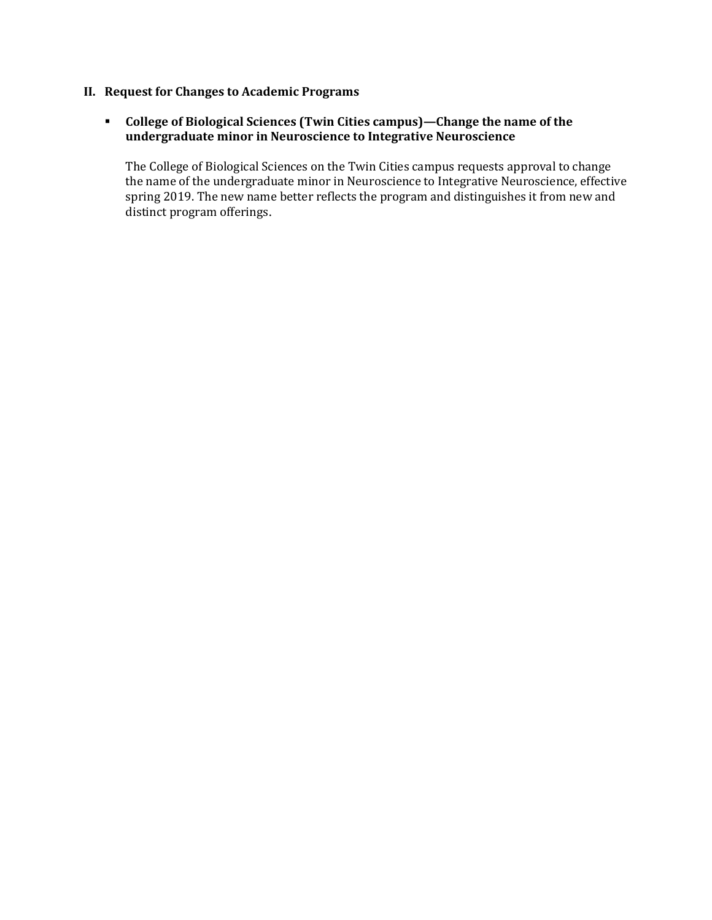## II. Request for Changes to Academic Programs

- **College of Biological Sciences (Twin Cities campus)—Change the name of the undergraduate minor in Neuroscience to Integrative Neuroscience**

  The College of Biological Sciences on the Twin Cities campus requests approval to change the name of the undergraduate minor in Neuroscience to Integrative Neuroscience, effective spring 2019. The new name better reflects the program and distinguishes it from new and distinct program offerings.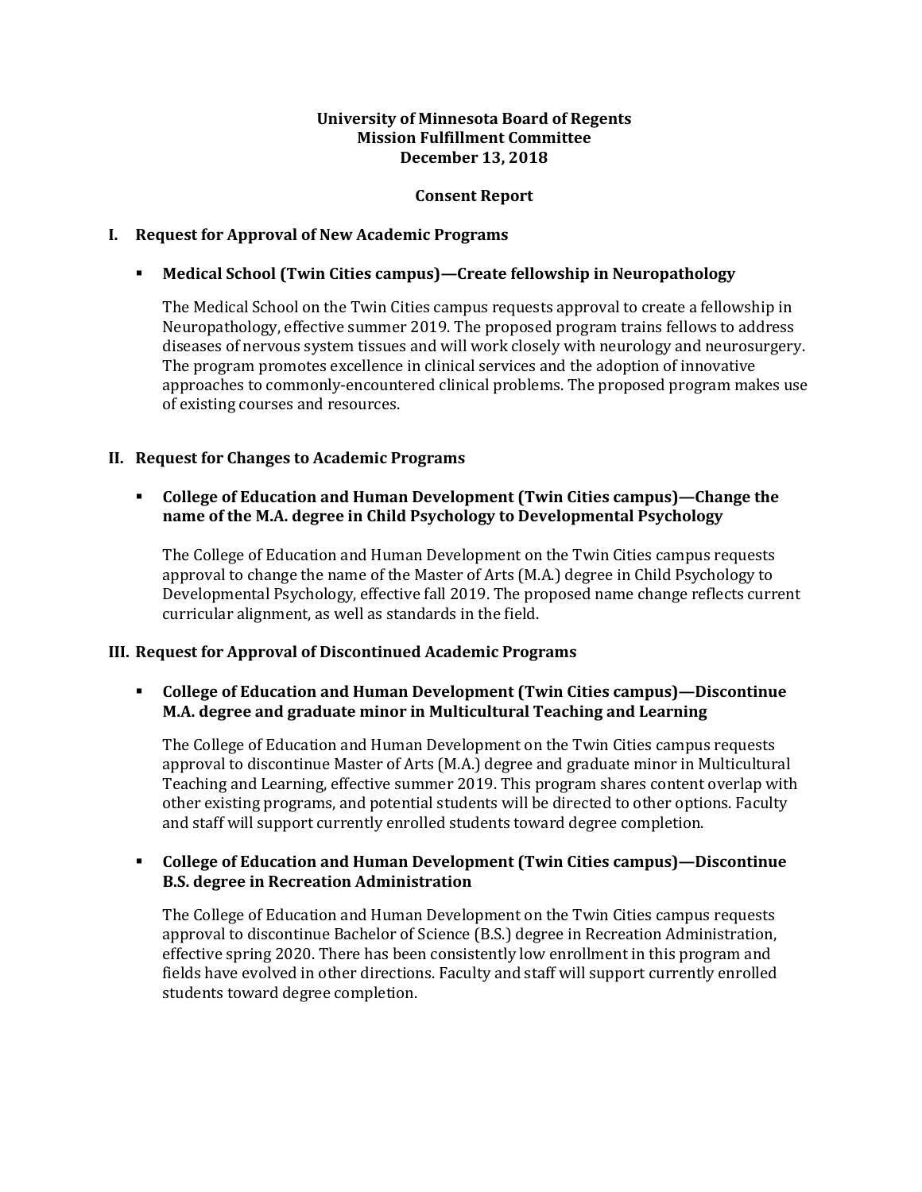**University of Minnesota Board of Regents**
**Mission Fulfillment Committee**
**December 13, 2018**

**Consent Report**

## I. Request for Approval of New Academic Programs

- **Medical School (Twin Cities campus)—Create fellowship in Neuropathology**

  The Medical School on the Twin Cities campus requests approval to create a fellowship in Neuropathology, effective summer 2019. The proposed program trains fellows to address diseases of nervous system tissues and will work closely with neurology and neurosurgery. The program promotes excellence in clinical services and the adoption of innovative approaches to commonly-encountered clinical problems. The proposed program makes use of existing courses and resources.

## II. Request for Changes to Academic Programs

- **College of Education and Human Development (Twin Cities campus)—Change the name of the M.A. degree in Child Psychology to Developmental Psychology**

  The College of Education and Human Development on the Twin Cities campus requests approval to change the name of the Master of Arts (M.A.) degree in Child Psychology to Developmental Psychology, effective fall 2019. The proposed name change reflects current curricular alignment, as well as standards in the field.

## III. Request for Approval of Discontinued Academic Programs

- **College of Education and Human Development (Twin Cities campus)—Discontinue M.A. degree and graduate minor in Multicultural Teaching and Learning**

  The College of Education and Human Development on the Twin Cities campus requests approval to discontinue Master of Arts (M.A.) degree and graduate minor in Multicultural Teaching and Learning, effective summer 2019. This program shares content overlap with other existing programs, and potential students will be directed to other options. Faculty and staff will support currently enrolled students toward degree completion.

- **College of Education and Human Development (Twin Cities campus)—Discontinue B.S. degree in Recreation Administration**

  The College of Education and Human Development on the Twin Cities campus requests approval to discontinue Bachelor of Science (B.S.) degree in Recreation Administration, effective spring 2020. There has been consistently low enrollment in this program and fields have evolved in other directions. Faculty and staff will support currently enrolled students toward degree completion.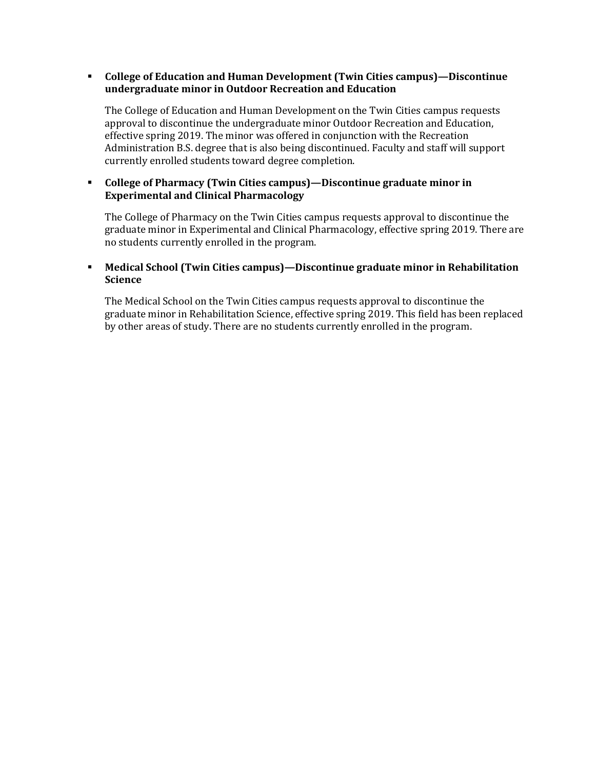- **College of Education and Human Development (Twin Cities campus)—Discontinue undergraduate minor in Outdoor Recreation and Education**

  The College of Education and Human Development on the Twin Cities campus requests approval to discontinue the undergraduate minor Outdoor Recreation and Education, effective spring 2019. The minor was offered in conjunction with the Recreation Administration B.S. degree that is also being discontinued. Faculty and staff will support currently enrolled students toward degree completion.

- **College of Pharmacy (Twin Cities campus)—Discontinue graduate minor in Experimental and Clinical Pharmacology**

  The College of Pharmacy on the Twin Cities campus requests approval to discontinue the graduate minor in Experimental and Clinical Pharmacology, effective spring 2019. There are no students currently enrolled in the program.

- **Medical School (Twin Cities campus)—Discontinue graduate minor in Rehabilitation Science**

  The Medical School on the Twin Cities campus requests approval to discontinue the graduate minor in Rehabilitation Science, effective spring 2019. This field has been replaced by other areas of study. There are no students currently enrolled in the program.